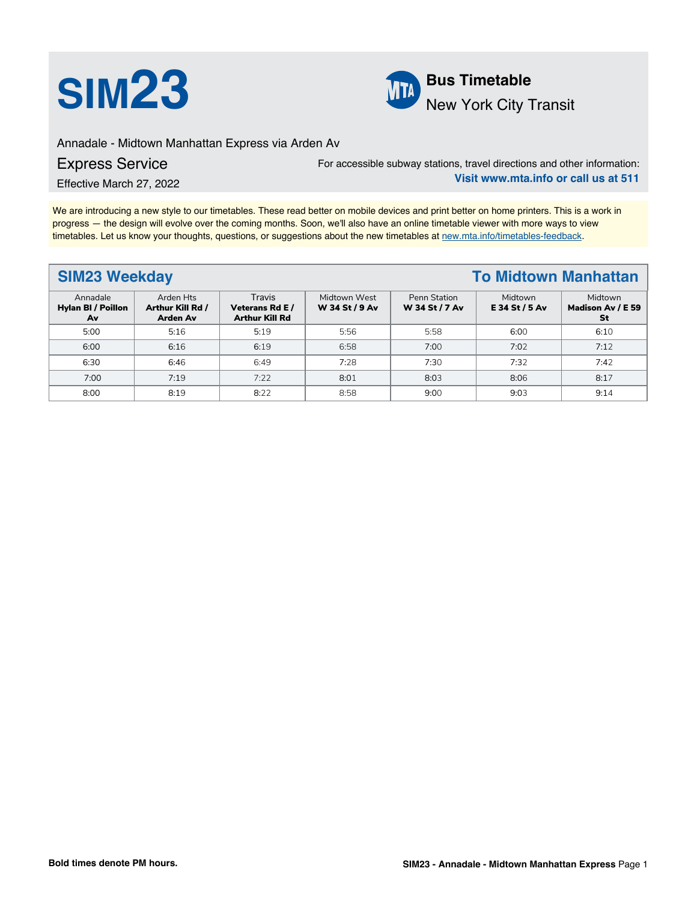# SIM23

**Bus Timetable**
New York City Transit

Annadale - Midtown Manhattan Express via Arden Av

## Express Service

Effective March 27, 2022

For accessible subway stations, travel directions and other information:
**Visit www.mta.info or call us at 511**

We are introducing a new style to our timetables. These read better on mobile devices and print better on home printers. This is a work in progress — the design will evolve over the coming months. Soon, we'll also have an online timetable viewer with more ways to view timetables. Let us know your thoughts, questions, or suggestions about the new timetables at new.mta.info/timetables-feedback.

## SIM23 Weekday — To Midtown Manhattan

| Annadale **Hylan Bl / Poillon Av** | Arden Hts **Arthur Kill Rd / Arden Av** | Travis **Veterans Rd E / Arthur Kill Rd** | Midtown West **W 34 St / 9 Av** | Penn Station **W 34 St / 7 Av** | Midtown **E 34 St / 5 Av** | Midtown **Madison Av / E 59 St** |
|---|---|---|---|---|---|---|
| 5:00 | 5:16 | 5:19 | 5:56 | 5:58 | 6:00 | 6:10 |
| 6:00 | 6:16 | 6:19 | 6:58 | 7:00 | 7:02 | 7:12 |
| 6:30 | 6:46 | 6:49 | 7:28 | 7:30 | 7:32 | 7:42 |
| 7:00 | 7:19 | 7:22 | 8:01 | 8:03 | 8:06 | 8:17 |
| 8:00 | 8:19 | 8:22 | 8:58 | 9:00 | 9:03 | 9:14 |

**Bold times denote PM hours.**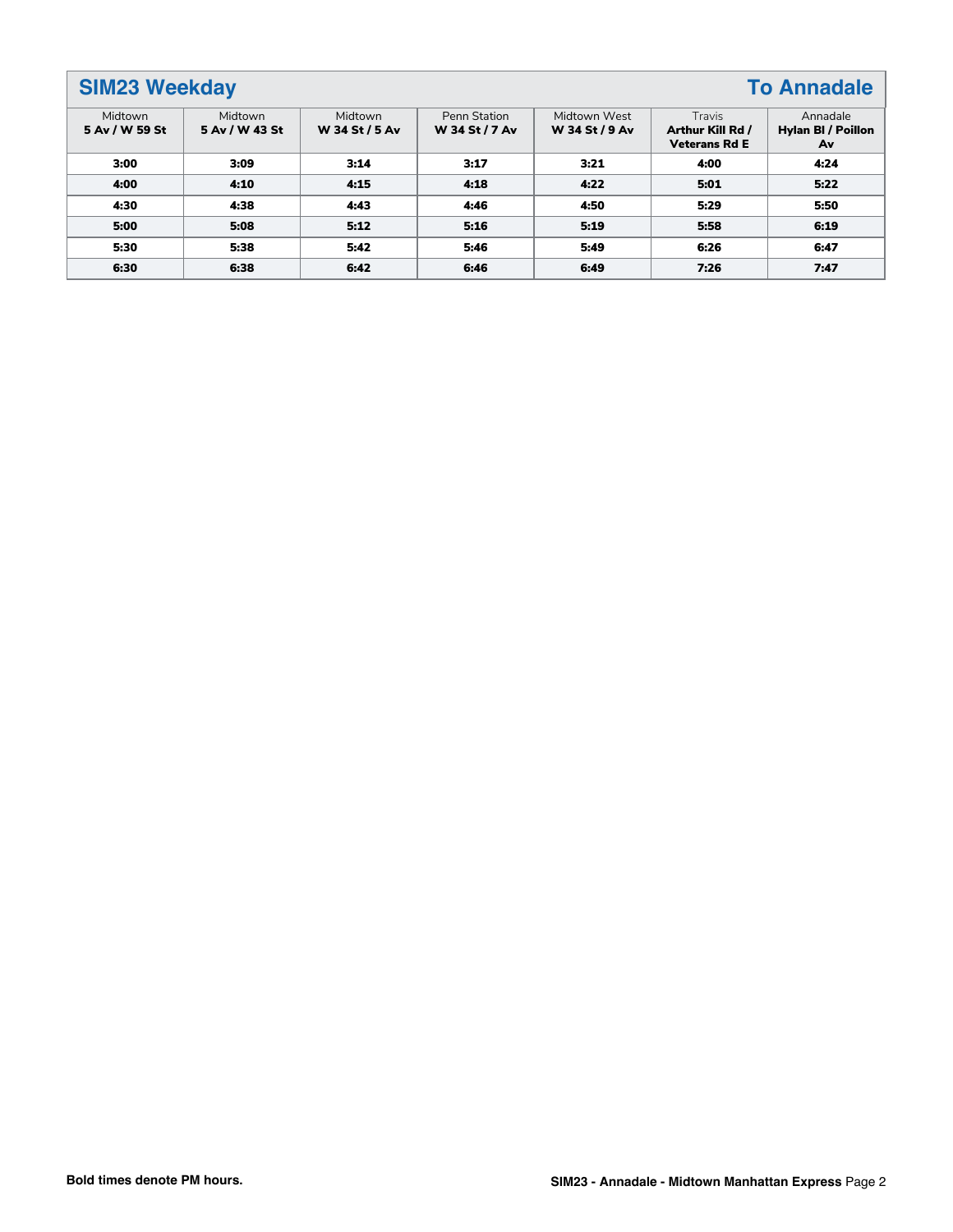## SIM23 Weekday — To Annadale

| Midtown 5 Av / W 59 St | Midtown 5 Av / W 43 St | Midtown W 34 St / 5 Av | Penn Station W 34 St / 7 Av | Midtown West W 34 St / 9 Av | Travis Arthur Kill Rd / Veterans Rd E | Annadale Hylan Bl / Poillon Av |
|---|---|---|---|---|---|---|
| **3:00** | **3:09** | **3:14** | **3:17** | **3:21** | **4:00** | **4:24** |
| **4:00** | **4:10** | **4:15** | **4:18** | **4:22** | **5:01** | **5:22** |
| **4:30** | **4:38** | **4:43** | **4:46** | **4:50** | **5:29** | **5:50** |
| **5:00** | **5:08** | **5:12** | **5:16** | **5:19** | **5:58** | **6:19** |
| **5:30** | **5:38** | **5:42** | **5:46** | **5:49** | **6:26** | **6:47** |
| **6:30** | **6:38** | **6:42** | **6:46** | **6:49** | **7:26** | **7:47** |

**Bold times denote PM hours.**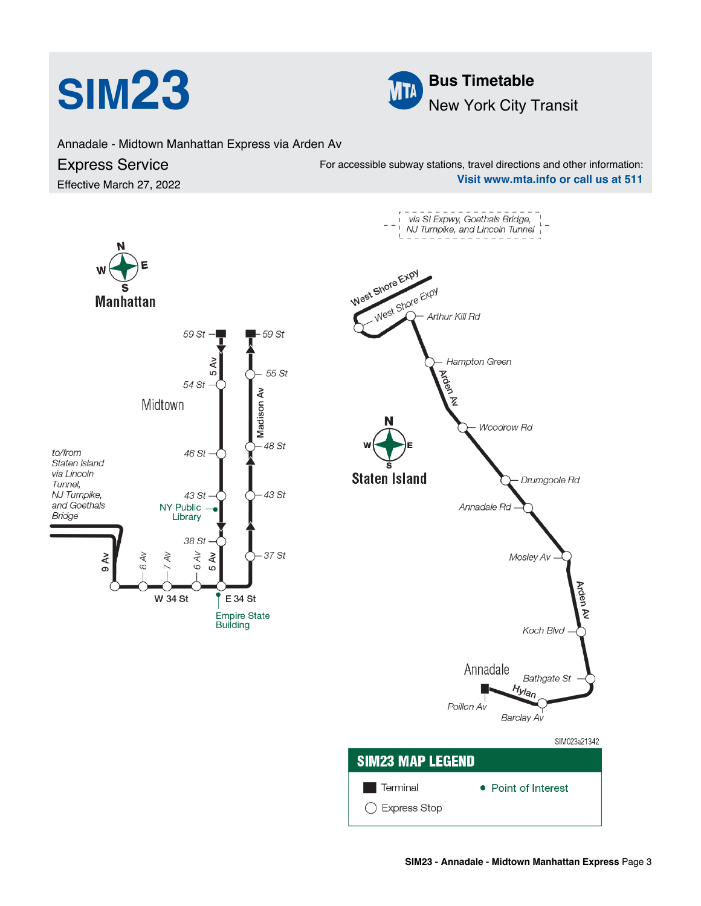# SIM23

**Bus Timetable**
New York City Transit

Annadale - Midtown Manhattan Express via Arden Av

## Express Service

Effective March 27, 2022

For accessible subway stations, travel directions and other information:
**Visit www.mta.info or call us at 511**

via SI Expwy, Goethals Bridge, NJ Turnpike, and Lincoln Tunnel

### Manhattan

Midtown

to/from Staten Island via Lincoln Tunnel, NJ Turnpike, and Goethals Bridge

5 Av: 59 St, 54 St, 46 St, 43 St, 38 St

Madison Av: 59 St, 55 St, 48 St, 43 St, 37 St

W 34 St: 9 Av, 8 Av, 7 Av, 6 Av, 5 Av

E 34 St

NY Public Library

Empire State Building

### Staten Island

West Shore Expy

Arthur Kill Rd

Arden Av: Hampton Green, Woodrow Rd, Drumgoole Rd, Annadale Rd, Mosley Av, Koch Blvd, Bathgate St

Hylan: Barclay Av, Poillon Av

Annadale

SIM023a21342

### SIM23 MAP LEGEND

- Terminal
- Express Stop
- Point of Interest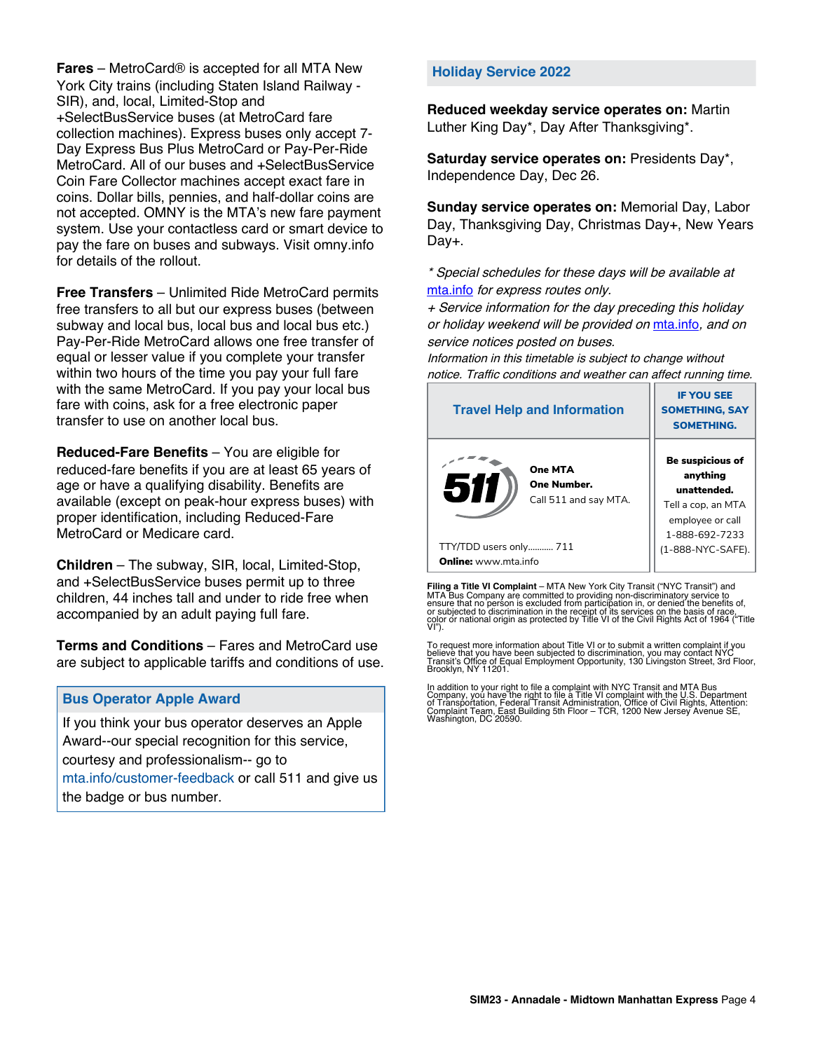**Fares** – MetroCard® is accepted for all MTA New York City trains (including Staten Island Railway - SIR), and, local, Limited-Stop and +SelectBusService buses (at MetroCard fare collection machines). Express buses only accept 7-Day Express Bus Plus MetroCard or Pay-Per-Ride MetroCard. All of our buses and +SelectBusService Coin Fare Collector machines accept exact fare in coins. Dollar bills, pennies, and half-dollar coins are not accepted. OMNY is the MTA's new fare payment system. Use your contactless card or smart device to pay the fare on buses and subways. Visit omny.info for details of the rollout.

**Free Transfers** – Unlimited Ride MetroCard permits free transfers to all but our express buses (between subway and local bus, local bus and local bus etc.) Pay-Per-Ride MetroCard allows one free transfer of equal or lesser value if you complete your transfer within two hours of the time you pay your full fare with the same MetroCard. If you pay your local bus fare with coins, ask for a free electronic paper transfer to use on another local bus.

**Reduced-Fare Benefits** – You are eligible for reduced-fare benefits if you are at least 65 years of age or have a qualifying disability. Benefits are available (except on peak-hour express buses) with proper identification, including Reduced-Fare MetroCard or Medicare card.

**Children** – The subway, SIR, local, Limited-Stop, and +SelectBusService buses permit up to three children, 44 inches tall and under to ride free when accompanied by an adult paying full fare.

**Terms and Conditions** – Fares and MetroCard use are subject to applicable tariffs and conditions of use.

## Bus Operator Apple Award

If you think your bus operator deserves an Apple Award--our special recognition for this service, courtesy and professionalism-- go to mta.info/customer-feedback or call 511 and give us the badge or bus number.

## Holiday Service 2022

**Reduced weekday service operates on:** Martin Luther King Day*, Day After Thanksgiving*.

**Saturday service operates on:** Presidents Day*, Independence Day, Dec 26.

**Sunday service operates on:** Memorial Day, Labor Day, Thanksgiving Day, Christmas Day+, New Years Day+.

*\* Special schedules for these days will be available at mta.info for express routes only.*

*+ Service information for the day preceding this holiday or holiday weekend will be provided on mta.info, and on service notices posted on buses.*

*Information in this timetable is subject to change without notice. Traffic conditions and weather can affect running time.*

| Travel Help and Information | IF YOU SEE SOMETHING, SAY SOMETHING. |
|---|---|
| 511 **One MTA** **One Number.** Call 511 and say MTA. TTY/TDD users only........... 711 **Online:** www.mta.info | **Be suspicious of anything unattended.** Tell a cop, an MTA employee or call 1-888-692-7233 (1-888-NYC-SAFE). |

**Filing a Title VI Complaint** – MTA New York City Transit ("NYC Transit") and MTA Bus Company are committed to providing non-discriminatory service to ensure that no person is excluded from participation in, or denied the benefits of, or subjected to discrimination in the receipt of its services on the basis of race, color or national origin as protected by Title VI of the Civil Rights Act of 1964 ("Title VI").

To request more information about Title VI or to submit a written complaint if you believe that you have been subjected to discrimination, you may contact NYC Transit's Office of Equal Employment Opportunity, 130 Livingston Street, 3rd Floor, Brooklyn, NY 11201.

In addition to your right to file a complaint with NYC Transit and MTA Bus Company, you have the right to file a Title VI complaint with the U.S. Department of Transportation, Federal Transit Administration, Office of Civil Rights, Attention: Complaint Team, East Building 5th Floor – TCR, 1200 New Jersey Avenue SE, Washington, DC 20590.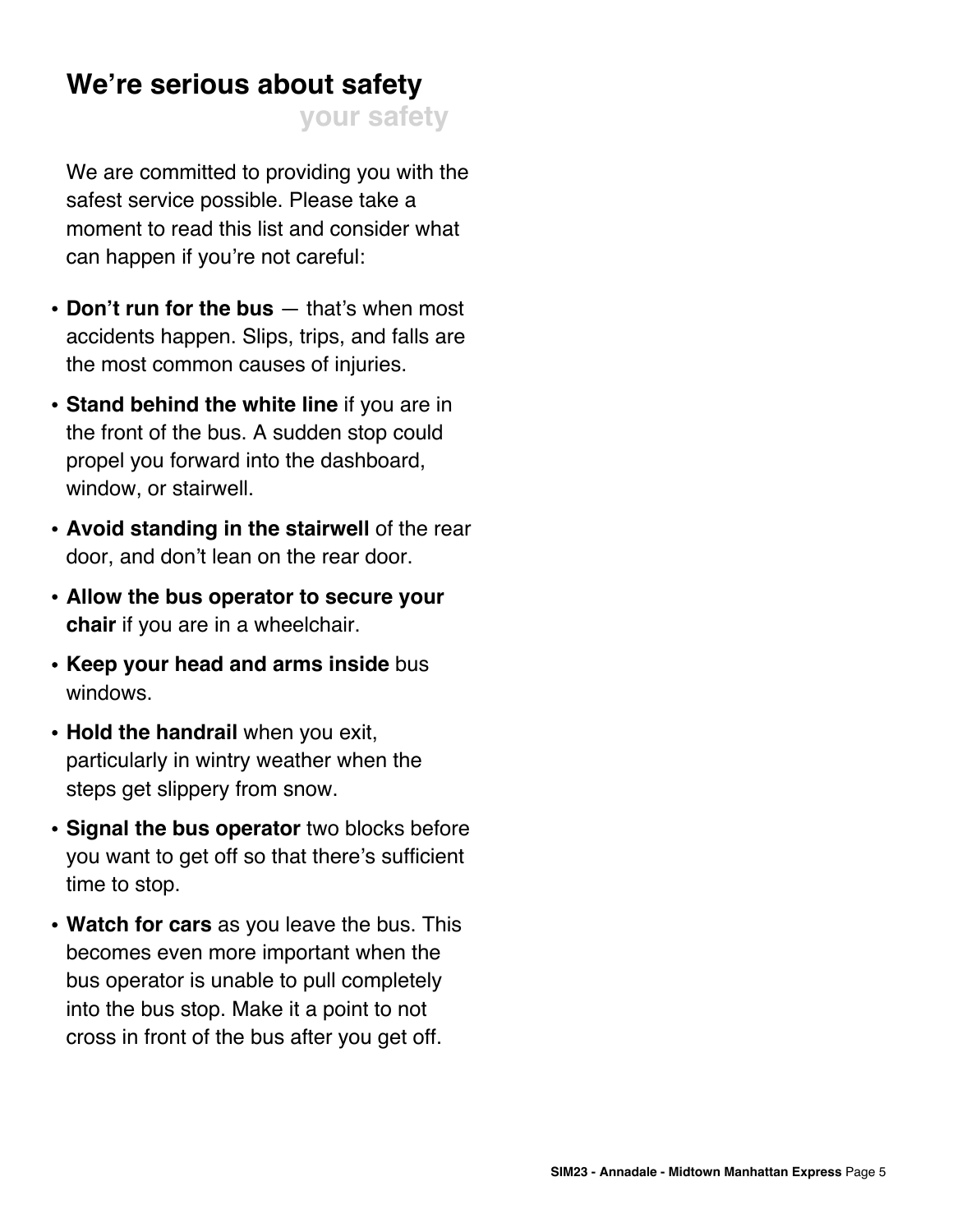# We're serious about safety

## your safety

We are committed to providing you with the safest service possible. Please take a moment to read this list and consider what can happen if you're not careful:

- **Don't run for the bus** — that's when most accidents happen. Slips, trips, and falls are the most common causes of injuries.
- **Stand behind the white line** if you are in the front of the bus. A sudden stop could propel you forward into the dashboard, window, or stairwell.
- **Avoid standing in the stairwell** of the rear door, and don't lean on the rear door.
- **Allow the bus operator to secure your chair** if you are in a wheelchair.
- **Keep your head and arms inside** bus windows.
- **Hold the handrail** when you exit, particularly in wintry weather when the steps get slippery from snow.
- **Signal the bus operator** two blocks before you want to get off so that there's sufficient time to stop.
- **Watch for cars** as you leave the bus. This becomes even more important when the bus operator is unable to pull completely into the bus stop. Make it a point to not cross in front of the bus after you get off.